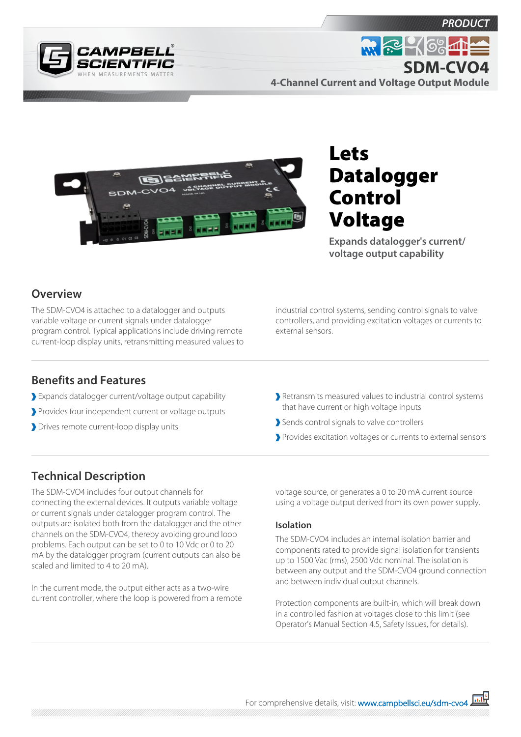PRODUCT

# SDM-CVO4

4-Channel Current and Voltage Output Module

# Lets Datalogger Control Voltage

**Expands datalogger's current/ voltage output capability**

## Overview

The SDM-CVO4 is attached to a datalogger and outputs variable voltage or current signals under datalogger program control. Typical applications include driving remote current-loop display units, retransmitting measured values to industrial control systems, sending control signals to valve controllers, and providing excitation voltages or currents to external sensors.

## Benefits and Features

- Expands datalogger current/voltage output capability
- Provides four independent current or voltage outputs
- Drives remote current-loop display units
- Retransmits measured values to industrial control systems that have current or high voltage inputs
- Sends control signals to valve controllers
- Provides excitation voltages or currents to external sensors

## Technical Description

The SDM-CVO4 includes four output channels for connecting the external devices. It outputs variable voltage or current signals under datalogger program control. The outputs are isolated both from the datalogger and the other channels on the SDM-CVO4, thereby avoiding ground loop problems. Each output can be set to 0 to 10 Vdc or 0 to 20 mA by the datalogger program (current outputs can also be scaled and limited to 4 to 20 mA).

In the current mode, the output either acts as a two-wire current controller, where the loop is powered from a remote voltage source, or generates a 0 to 20 mA current source using a voltage output derived from its own power supply.

### Isolation

The SDM-CVO4 includes an internal isolation barrier and components rated to provide signal isolation for transients up to 1500 Vac (rms), 2500 Vdc nominal. The isolation is between any output and the SDM-CVO4 ground connection and between individual output channels.

Protection components are built-in, which will break down in a controlled fashion at voltages close to this limit (see Operator's Manual Section 4.5, Safety Issues, for details).

For comprehensive details, visit: www.campbellsci.eu/sdm-cvo4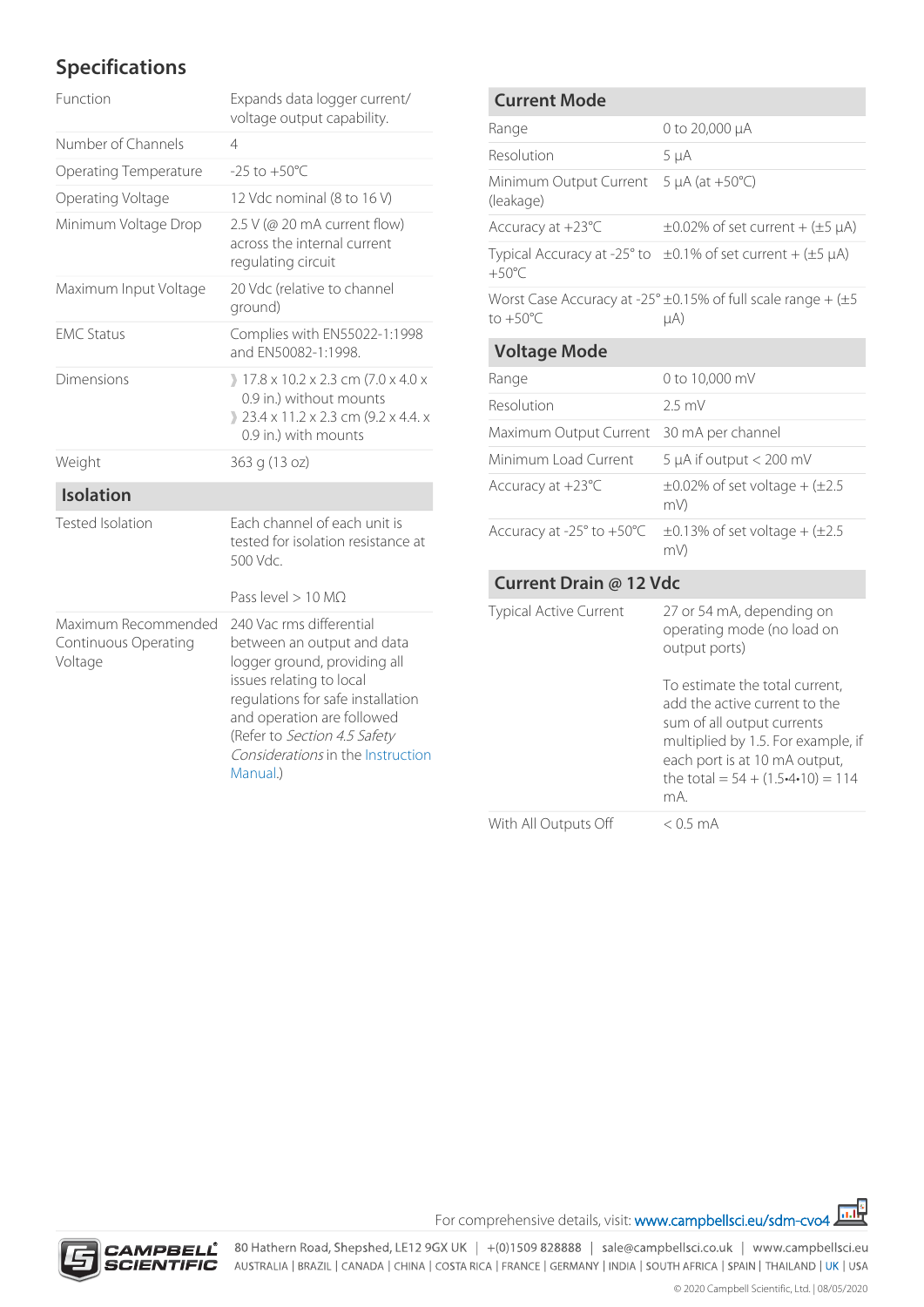## Specifications

| | |
|---|---|
| Function | Expands data logger current/voltage output capability. |
| Number of Channels | 4 |
| Operating Temperature | -25 to +50°C |
| Operating Voltage | 12 Vdc nominal (8 to 16 V) |
| Minimum Voltage Drop | 2.5 V (@ 20 mA current flow) across the internal current regulating circuit |
| Maximum Input Voltage | 20 Vdc (relative to channel ground) |
| EMC Status | Complies with EN55022-1:1998 and EN50082-1:1998. |
| Dimensions | 17.8 x 10.2 x 2.3 cm (7.0 x 4.0 x 0.9 in.) without mounts<br>23.4 x 11.2 x 2.3 cm (9.2 x 4.4. x 0.9 in.) with mounts |
| Weight | 363 g (13 oz) |

### Isolation

| | |
|---|---|
| Tested Isolation | Each channel of each unit is tested for isolation resistance at 500 Vdc.<br><br>Pass level > 10 MΩ |
| Maximum Recommended Continuous Operating Voltage | 240 Vac rms differential between an output and data logger ground, providing all issues relating to local regulations for safe installation and operation are followed (Refer to *Section 4.5 Safety Considerations* in the Instruction Manual.) |

### Current Mode

| | |
|---|---|
| Range | 0 to 20,000 µA |
| Resolution | 5 µA |
| Minimum Output Current (leakage) | 5 µA (at +50°C) |
| Accuracy at +23°C | ±0.02% of set current + (±5 µA) |
| Typical Accuracy at -25° to +50°C | ±0.1% of set current + (±5 µA) |
| Worst Case Accuracy at -25° to +50°C | ±0.15% of full scale range + (±5 µA) |

### Voltage Mode

| | |
|---|---|
| Range | 0 to 10,000 mV |
| Resolution | 2.5 mV |
| Maximum Output Current | 30 mA per channel |
| Minimum Load Current | 5 µA if output < 200 mV |
| Accuracy at +23°C | ±0.02% of set voltage + (±2.5 mV) |
| Accuracy at -25° to +50°C | ±0.13% of set voltage + (±2.5 mV) |

### Current Drain @ 12 Vdc

| | |
|---|---|
| Typical Active Current | 27 or 54 mA, depending on operating mode (no load on output ports)<br><br>To estimate the total current, add the active current to the sum of all output currents multiplied by 1.5. For example, if each port is at 10 mA output, the total = 54 + (1.5•4•10) = 114 mA. |
| With All Outputs Off | < 0.5 mA |

For comprehensive details, visit: www.campbellsci.eu/sdm-cvo4

80 Hathern Road, Shepshed, LE12 9GX UK | +(0)1509 828888 | sale@campbellsci.co.uk | www.campbellsci.eu
AUSTRALIA | BRAZIL | CANADA | CHINA | COSTA RICA | FRANCE | GERMANY | INDIA | SOUTH AFRICA | SPAIN | THAILAND | UK | USA

© 2020 Campbell Scientific, Ltd. | 08/05/2020